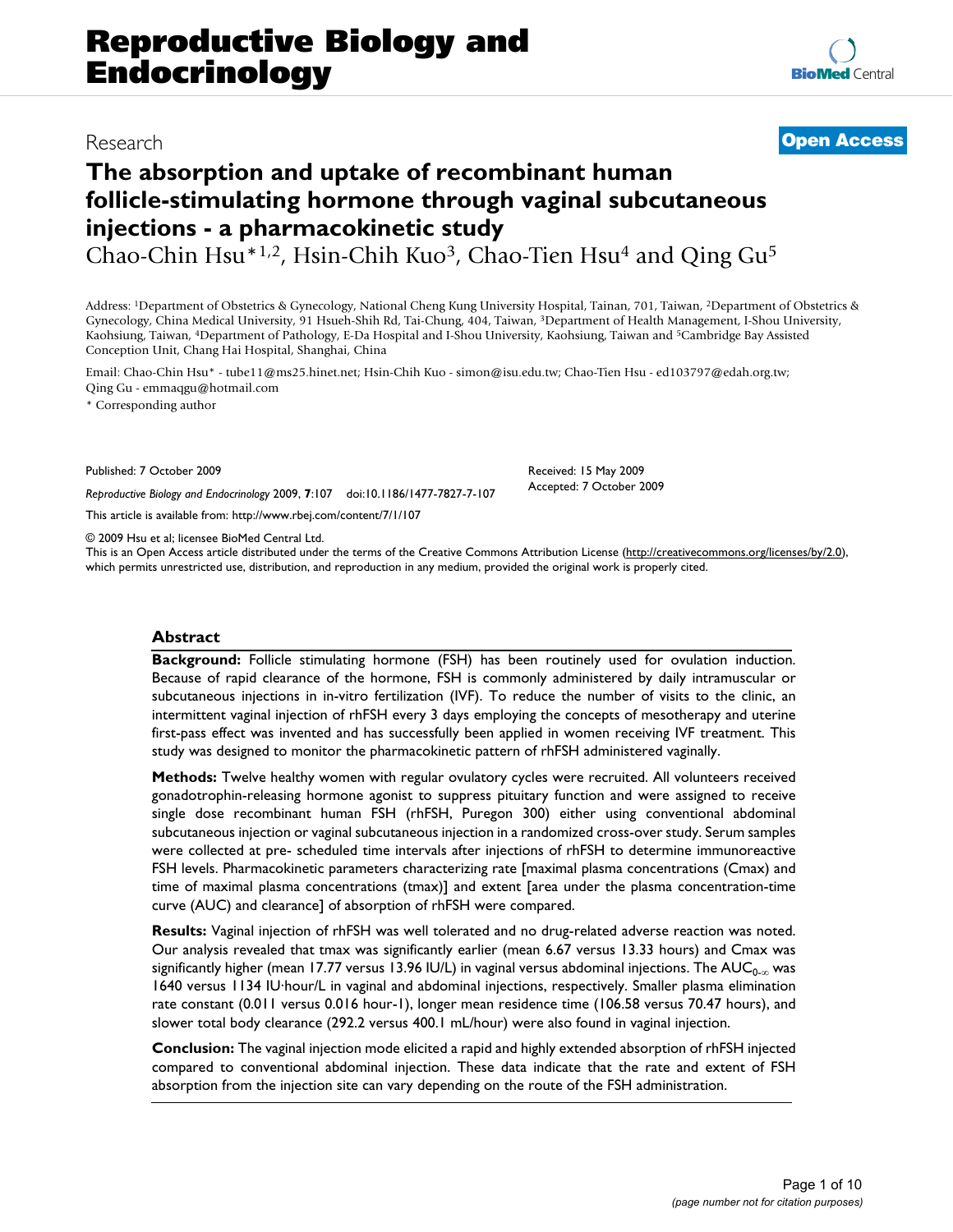Research

**Open Access**

# The absorption and uptake of recombinant human follicle-stimulating hormone through vaginal subcutaneous injections - a pharmacokinetic study

Chao-Chin Hsu*[1,2], Hsin-Chih Kuo[3], Chao-Tien Hsu[4] and Qing Gu[5]

Address: [1]Department of Obstetrics & Gynecology, National Cheng Kung University Hospital, Tainan, 701, Taiwan, [2]Department of Obstetrics & Gynecology, China Medical University, 91 Hsueh-Shih Rd, Tai-Chung, 404, Taiwan, [3]Department of Health Management, I-Shou University, Kaohsiung, Taiwan, [4]Department of Pathology, E-Da Hospital and I-Shou University, Kaohsiung, Taiwan and [5]Cambridge Bay Assisted Conception Unit, Chang Hai Hospital, Shanghai, China

Email: Chao-Chin Hsu* - tube11@ms25.hinet.net; Hsin-Chih Kuo - simon@isu.edu.tw; Chao-Tien Hsu - ed103797@edah.org.tw; Qing Gu - emmaqgu@hotmail.com

\* Corresponding author

Published: 7 October 2009

*Reproductive Biology and Endocrinology* 2009, **7**:107 doi:10.1186/1477-7827-7-107

This article is available from: http://www.rbej.com/content/7/1/107

Received: 15 May 2009
Accepted: 7 October 2009

© 2009 Hsu et al; licensee BioMed Central Ltd.
This is an Open Access article distributed under the terms of the Creative Commons Attribution License (http://creativecommons.org/licenses/by/2.0), which permits unrestricted use, distribution, and reproduction in any medium, provided the original work is properly cited.

## Abstract

**Background:** Follicle stimulating hormone (FSH) has been routinely used for ovulation induction. Because of rapid clearance of the hormone, FSH is commonly administered by daily intramuscular or subcutaneous injections in in-vitro fertilization (IVF). To reduce the number of visits to the clinic, an intermittent vaginal injection of rhFSH every 3 days employing the concepts of mesotherapy and uterine first-pass effect was invented and has successfully been applied in women receiving IVF treatment. This study was designed to monitor the pharmacokinetic pattern of rhFSH administered vaginally.

**Methods:** Twelve healthy women with regular ovulatory cycles were recruited. All volunteers received gonadotrophin-releasing hormone agonist to suppress pituitary function and were assigned to receive single dose recombinant human FSH (rhFSH, Puregon 300) either using conventional abdominal subcutaneous injection or vaginal subcutaneous injection in a randomized cross-over study. Serum samples were collected at pre- scheduled time intervals after injections of rhFSH to determine immunoreactive FSH levels. Pharmacokinetic parameters characterizing rate [maximal plasma concentrations (Cmax) and time of maximal plasma concentrations (tmax)] and extent [area under the plasma concentration-time curve (AUC) and clearance] of absorption of rhFSH were compared.

**Results:** Vaginal injection of rhFSH was well tolerated and no drug-related adverse reaction was noted. Our analysis revealed that tmax was significantly earlier (mean 6.67 versus 13.33 hours) and Cmax was significantly higher (mean 17.77 versus 13.96 IU/L) in vaginal versus abdominal injections. The $AUC_{0-\infty}$ was 1640 versus 1134 IU·hour/L in vaginal and abdominal injections, respectively. Smaller plasma elimination rate constant (0.011 versus 0.016 hour-1), longer mean residence time (106.58 versus 70.47 hours), and slower total body clearance (292.2 versus 400.1 mL/hour) were also found in vaginal injection.

**Conclusion:** The vaginal injection mode elicited a rapid and highly extended absorption of rhFSH injected compared to conventional abdominal injection. These data indicate that the rate and extent of FSH absorption from the injection site can vary depending on the route of the FSH administration.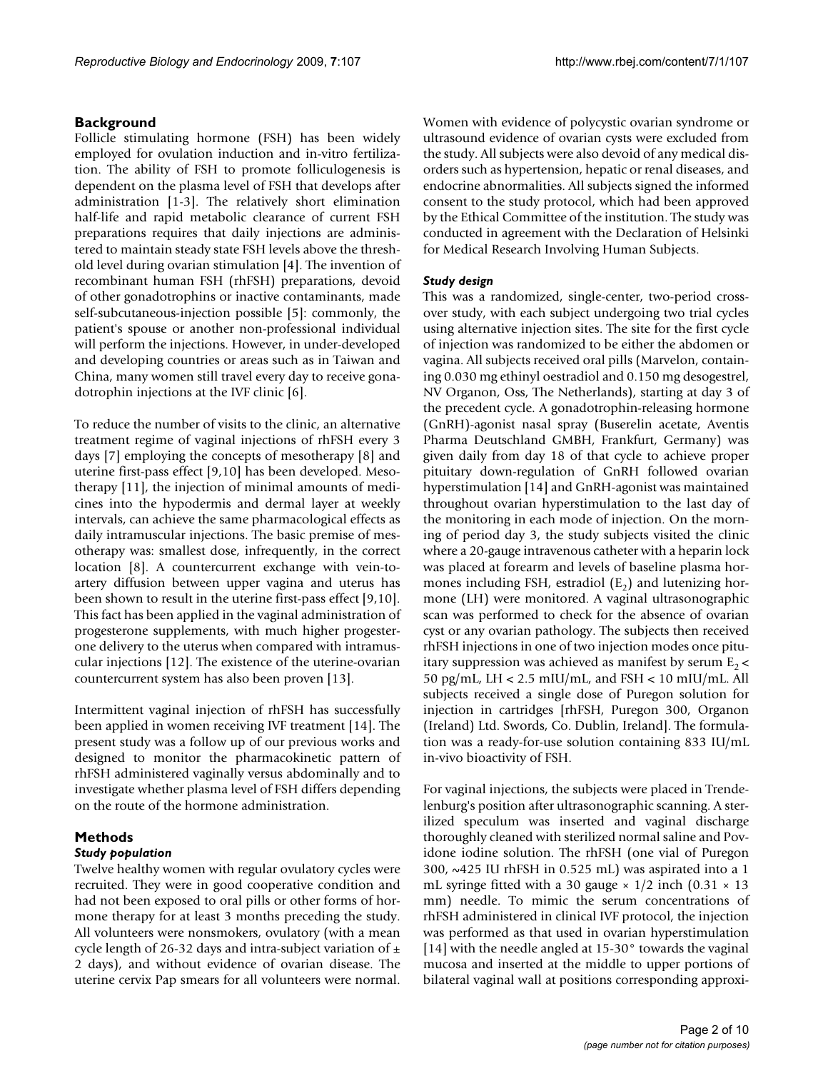## Background

Follicle stimulating hormone (FSH) has been widely employed for ovulation induction and in-vitro fertilization. The ability of FSH to promote folliculogenesis is dependent on the plasma level of FSH that develops after administration [1-3]. The relatively short elimination half-life and rapid metabolic clearance of current FSH preparations requires that daily injections are administered to maintain steady state FSH levels above the threshold level during ovarian stimulation [4]. The invention of recombinant human FSH (rhFSH) preparations, devoid of other gonadotrophins or inactive contaminants, made self-subcutaneous-injection possible [5]: commonly, the patient's spouse or another non-professional individual will perform the injections. However, in under-developed and developing countries or areas such as in Taiwan and China, many women still travel every day to receive gonadotrophin injections at the IVF clinic [6].

To reduce the number of visits to the clinic, an alternative treatment regime of vaginal injections of rhFSH every 3 days [7] employing the concepts of mesotherapy [8] and uterine first-pass effect [9,10] has been developed. Mesotherapy [11], the injection of minimal amounts of medicines into the hypodermis and dermal layer at weekly intervals, can achieve the same pharmacological effects as daily intramuscular injections. The basic premise of mesotherapy was: smallest dose, infrequently, in the correct location [8]. A countercurrent exchange with vein-to-artery diffusion between upper vagina and uterus has been shown to result in the uterine first-pass effect [9,10]. This fact has been applied in the vaginal administration of progesterone supplements, with much higher progesterone delivery to the uterus when compared with intramuscular injections [12]. The existence of the uterine-ovarian countercurrent system has also been proven [13].

Intermittent vaginal injection of rhFSH has successfully been applied in women receiving IVF treatment [14]. The present study was a follow up of our previous works and designed to monitor the pharmacokinetic pattern of rhFSH administered vaginally versus abdominally and to investigate whether plasma level of FSH differs depending on the route of the hormone administration.

## Methods

### *Study population*

Twelve healthy women with regular ovulatory cycles were recruited. They were in good cooperative condition and had not been exposed to oral pills or other forms of hormone therapy for at least 3 months preceding the study. All volunteers were nonsmokers, ovulatory (with a mean cycle length of 26-32 days and intra-subject variation of ± 2 days), and without evidence of ovarian disease. The uterine cervix Pap smears for all volunteers were normal. Women with evidence of polycystic ovarian syndrome or ultrasound evidence of ovarian cysts were excluded from the study. All subjects were also devoid of any medical disorders such as hypertension, hepatic or renal diseases, and endocrine abnormalities. All subjects signed the informed consent to the study protocol, which had been approved by the Ethical Committee of the institution. The study was conducted in agreement with the Declaration of Helsinki for Medical Research Involving Human Subjects.

### *Study design*

This was a randomized, single-center, two-period crossover study, with each subject undergoing two trial cycles using alternative injection sites. The site for the first cycle of injection was randomized to be either the abdomen or vagina. All subjects received oral pills (Marvelon, containing 0.030 mg ethinyl oestradiol and 0.150 mg desogestrel, NV Organon, Oss, The Netherlands), starting at day 3 of the precedent cycle. A gonadotrophin-releasing hormone (GnRH)-agonist nasal spray (Buserelin acetate, Aventis Pharma Deutschland GMBH, Frankfurt, Germany) was given daily from day 18 of that cycle to achieve proper pituitary down-regulation of GnRH followed ovarian hyperstimulation [14] and GnRH-agonist was maintained throughout ovarian hyperstimulation to the last day of the monitoring in each mode of injection. On the morning of period day 3, the study subjects visited the clinic where a 20-gauge intravenous catheter with a heparin lock was placed at forearm and levels of baseline plasma hormones including FSH, estradiol ($E_2$) and lutenizing hormone (LH) were monitored. A vaginal ultrasonographic scan was performed to check for the absence of ovarian cyst or any ovarian pathology. The subjects then received rhFSH injections in one of two injection modes once pituitary suppression was achieved as manifest by serum $E_2$ < 50 pg/mL, LH < 2.5 mIU/mL, and FSH < 10 mIU/mL. All subjects received a single dose of Puregon solution for injection in cartridges [rhFSH, Puregon 300, Organon (Ireland) Ltd. Swords, Co. Dublin, Ireland]. The formulation was a ready-for-use solution containing 833 IU/mL in-vivo bioactivity of FSH.

For vaginal injections, the subjects were placed in Trendelenburg's position after ultrasonographic scanning. A sterilized speculum was inserted and vaginal discharge thoroughly cleaned with sterilized normal saline and Povidone iodine solution. The rhFSH (one vial of Puregon 300, ~425 IU rhFSH in 0.525 mL) was aspirated into a 1 mL syringe fitted with a 30 gauge × 1/2 inch (0.31 × 13 mm) needle. To mimic the serum concentrations of rhFSH administered in clinical IVF protocol, the injection was performed as that used in ovarian hyperstimulation [14] with the needle angled at 15-30° towards the vaginal mucosa and inserted at the middle to upper portions of bilateral vaginal wall at positions corresponding approxi-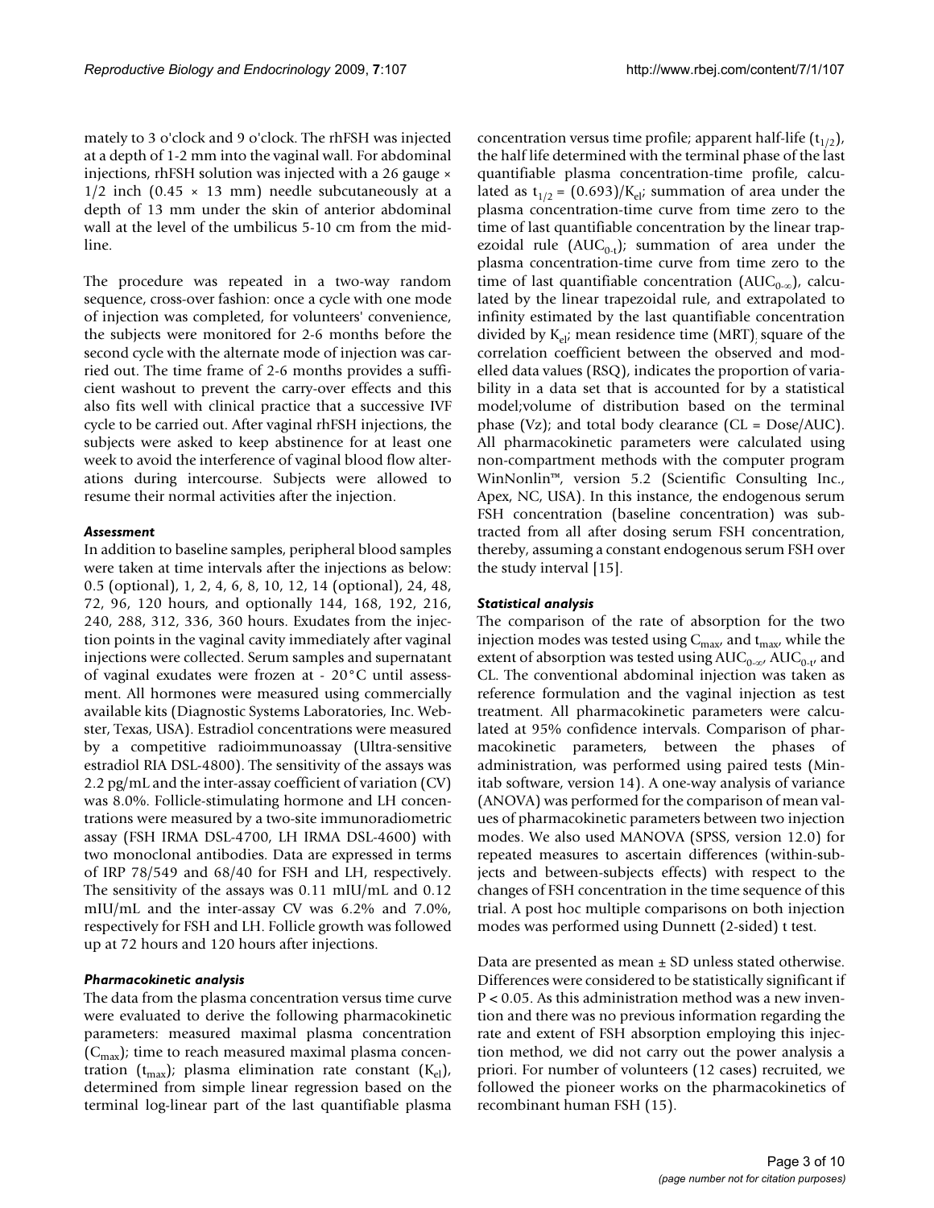mately to 3 o'clock and 9 o'clock. The rhFSH was injected at a depth of 1-2 mm into the vaginal wall. For abdominal injections, rhFSH solution was injected with a 26 gauge × 1/2 inch (0.45 × 13 mm) needle subcutaneously at a depth of 13 mm under the skin of anterior abdominal wall at the level of the umbilicus 5-10 cm from the midline.

The procedure was repeated in a two-way random sequence, cross-over fashion: once a cycle with one mode of injection was completed, for volunteers' convenience, the subjects were monitored for 2-6 months before the second cycle with the alternate mode of injection was carried out. The time frame of 2-6 months provides a sufficient washout to prevent the carry-over effects and this also fits well with clinical practice that a successive IVF cycle to be carried out. After vaginal rhFSH injections, the subjects were asked to keep abstinence for at least one week to avoid the interference of vaginal blood flow alterations during intercourse. Subjects were allowed to resume their normal activities after the injection.

### *Assessment*

In addition to baseline samples, peripheral blood samples were taken at time intervals after the injections as below: 0.5 (optional), 1, 2, 4, 6, 8, 10, 12, 14 (optional), 24, 48, 72, 96, 120 hours, and optionally 144, 168, 192, 216, 240, 288, 312, 336, 360 hours. Exudates from the injection points in the vaginal cavity immediately after vaginal injections were collected. Serum samples and supernatant of vaginal exudates were frozen at - 20°C until assessment. All hormones were measured using commercially available kits (Diagnostic Systems Laboratories, Inc. Webster, Texas, USA). Estradiol concentrations were measured by a competitive radioimmunoassay (Ultra-sensitive estradiol RIA DSL-4800). The sensitivity of the assays was 2.2 pg/mL and the inter-assay coefficient of variation (CV) was 8.0%. Follicle-stimulating hormone and LH concentrations were measured by a two-site immunoradiometric assay (FSH IRMA DSL-4700, LH IRMA DSL-4600) with two monoclonal antibodies. Data are expressed in terms of IRP 78/549 and 68/40 for FSH and LH, respectively. The sensitivity of the assays was 0.11 mIU/mL and 0.12 mIU/mL and the inter-assay CV was 6.2% and 7.0%, respectively for FSH and LH. Follicle growth was followed up at 72 hours and 120 hours after injections.

### *Pharmacokinetic analysis*

The data from the plasma concentration versus time curve were evaluated to derive the following pharmacokinetic parameters: measured maximal plasma concentration ($C_{max}$); time to reach measured maximal plasma concentration ($t_{max}$); plasma elimination rate constant ($K_{el}$), determined from simple linear regression based on the terminal log-linear part of the last quantifiable plasma concentration versus time profile; apparent half-life ($t_{1/2}$), the half life determined with the terminal phase of the last quantifiable plasma concentration-time profile, calculated as $t_{1/2} = (0.693)/K_{el}$; summation of area under the plasma concentration-time curve from time zero to the time of last quantifiable concentration by the linear trapezoidal rule ($AUC_{0-t}$); summation of area under the plasma concentration-time curve from time zero to the time of last quantifiable concentration ($AUC_{0-\infty}$), calculated by the linear trapezoidal rule, and extrapolated to infinity estimated by the last quantifiable concentration divided by $K_{el}$; mean residence time (MRT); square of the correlation coefficient between the observed and modelled data values (RSQ), indicates the proportion of variability in a data set that is accounted for by a statistical model;volume of distribution based on the terminal phase (Vz); and total body clearance (CL = Dose/AUC). All pharmacokinetic parameters were calculated using non-compartment methods with the computer program WinNonlin™, version 5.2 (Scientific Consulting Inc., Apex, NC, USA). In this instance, the endogenous serum FSH concentration (baseline concentration) was subtracted from all after dosing serum FSH concentration, thereby, assuming a constant endogenous serum FSH over the study interval [15].

### *Statistical analysis*

The comparison of the rate of absorption for the two injection modes was tested using $C_{max}$, and $t_{max}$, while the extent of absorption was tested using $AUC_{0-\infty}$, $AUC_{0-t}$, and CL. The conventional abdominal injection was taken as reference formulation and the vaginal injection as test treatment. All pharmacokinetic parameters were calculated at 95% confidence intervals. Comparison of pharmacokinetic parameters, between the phases of administration, was performed using paired tests (Minitab software, version 14). A one-way analysis of variance (ANOVA) was performed for the comparison of mean values of pharmacokinetic parameters between two injection modes. We also used MANOVA (SPSS, version 12.0) for repeated measures to ascertain differences (within-subjects and between-subjects effects) with respect to the changes of FSH concentration in the time sequence of this trial. A post hoc multiple comparisons on both injection modes was performed using Dunnett (2-sided) t test.

Data are presented as mean ± SD unless stated otherwise. Differences were considered to be statistically significant if $P < 0.05$. As this administration method was a new invention and there was no previous information regarding the rate and extent of FSH absorption employing this injection method, we did not carry out the power analysis a priori. For number of volunteers (12 cases) recruited, we followed the pioneer works on the pharmacokinetics of recombinant human FSH (15).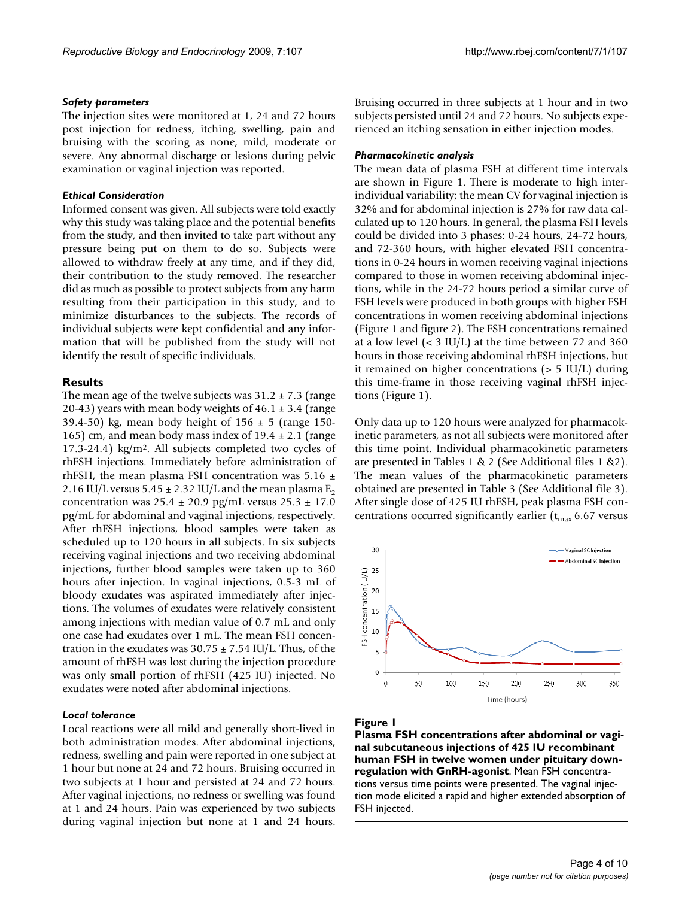### *Safety parameters*

The injection sites were monitored at 1, 24 and 72 hours post injection for redness, itching, swelling, pain and bruising with the scoring as none, mild, moderate or severe. Any abnormal discharge or lesions during pelvic examination or vaginal injection was reported.

### *Ethical Consideration*

Informed consent was given. All subjects were told exactly why this study was taking place and the potential benefits from the study, and then invited to take part without any pressure being put on them to do so. Subjects were allowed to withdraw freely at any time, and if they did, their contribution to the study removed. The researcher did as much as possible to protect subjects from any harm resulting from their participation in this study, and to minimize disturbances to the subjects. The records of individual subjects were kept confidential and any information that will be published from the study will not identify the result of specific individuals.

## Results

The mean age of the twelve subjects was 31.2 ± 7.3 (range 20-43) years with mean body weights of 46.1 ± 3.4 (range 39.4-50) kg, mean body height of 156 ± 5 (range 150-165) cm, and mean body mass index of 19.4 ± 2.1 (range 17.3-24.4) kg/m$^2$. All subjects completed two cycles of rhFSH injections. Immediately before administration of rhFSH, the mean plasma FSH concentration was 5.16 ± 2.16 IU/L versus 5.45 ± 2.32 IU/L and the mean plasma $E_2$ concentration was 25.4 ± 20.9 pg/mL versus 25.3 ± 17.0 pg/mL for abdominal and vaginal injections, respectively. After rhFSH injections, blood samples were taken as scheduled up to 120 hours in all subjects. In six subjects receiving vaginal injections and two receiving abdominal injections, further blood samples were taken up to 360 hours after injection. In vaginal injections, 0.5-3 mL of bloody exudates was aspirated immediately after injections. The volumes of exudates were relatively consistent among injections with median value of 0.7 mL and only one case had exudates over 1 mL. The mean FSH concentration in the exudates was 30.75 ± 7.54 IU/L. Thus, of the amount of rhFSH was lost during the injection procedure was only small portion of rhFSH (425 IU) injected. No exudates were noted after abdominal injections.

### *Local tolerance*

Local reactions were all mild and generally short-lived in both administration modes. After abdominal injections, redness, swelling and pain were reported in one subject at 1 hour but none at 24 and 72 hours. Bruising occurred in two subjects at 1 hour and persisted at 24 and 72 hours. After vaginal injections, no redness or swelling was found at 1 and 24 hours. Pain was experienced by two subjects during vaginal injection but none at 1 and 24 hours. Bruising occurred in three subjects at 1 hour and in two subjects persisted until 24 and 72 hours. No subjects experienced an itching sensation in either injection modes.

### *Pharmacokinetic analysis*

The mean data of plasma FSH at different time intervals are shown in Figure 1. There is moderate to high inter-individual variability; the mean CV for vaginal injection is 32% and for abdominal injection is 27% for raw data calculated up to 120 hours. In general, the plasma FSH levels could be divided into 3 phases: 0-24 hours, 24-72 hours, and 72-360 hours, with higher elevated FSH concentrations in 0-24 hours in women receiving vaginal injections compared to those in women receiving abdominal injections, while in the 24-72 hours period a similar curve of FSH levels were produced in both groups with higher FSH concentrations in women receiving abdominal injections (Figure 1 and figure 2). The FSH concentrations remained at a low level (< 3 IU/L) at the time between 72 and 360 hours in those receiving abdominal rhFSH injections, but it remained on higher concentrations (> 5 IU/L) during this time-frame in those receiving vaginal rhFSH injections (Figure 1).

Only data up to 120 hours were analyzed for pharmacokinetic parameters, as not all subjects were monitored after this time point. Individual pharmacokinetic parameters are presented in Tables 1 & 2 (See Additional files 1 &2). The mean values of the pharmacokinetic parameters obtained are presented in Table 3 (See Additional file 3). After single dose of 425 IU rhFSH, peak plasma FSH concentrations occurred significantly earlier ($t_{max}$ 6.67 versus

**Figure 1**

**Plasma FSH concentrations after abdominal or vaginal subcutaneous injections of 425 IU recombinant human FSH in twelve women under pituitary down-regulation with GnRH-agonist**. Mean FSH concentrations versus time points were presented. The vaginal injection mode elicited a rapid and higher extended absorption of FSH injected.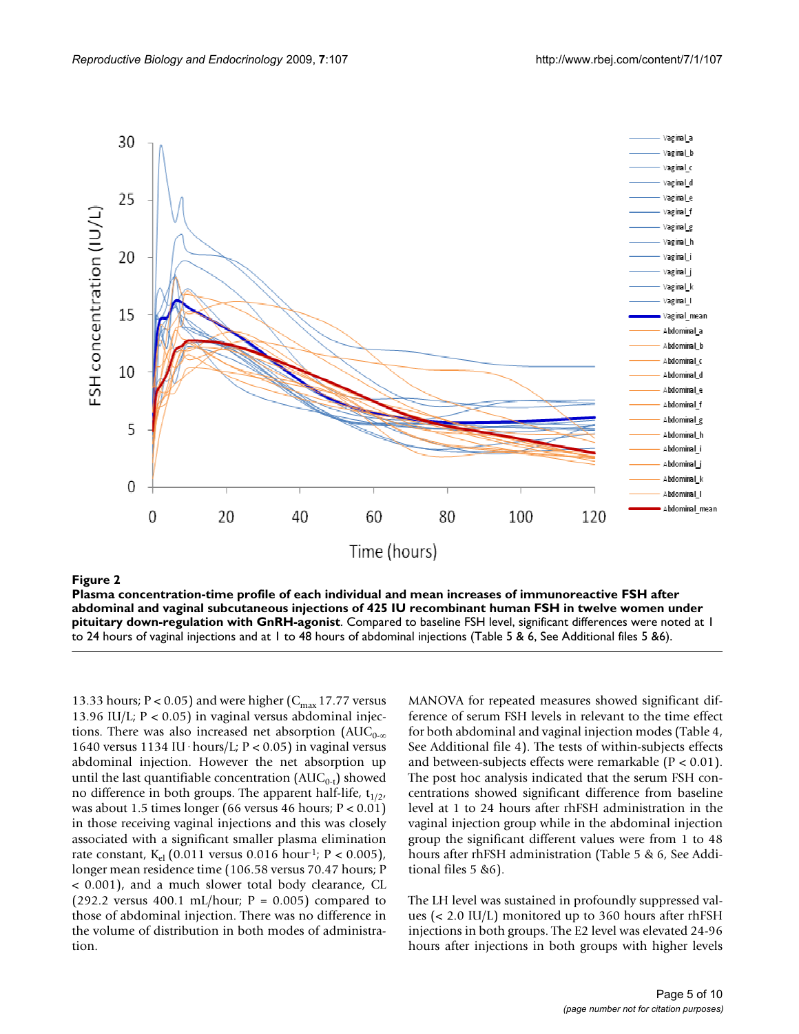**Figure 2**

**Plasma concentration-time profile of each individual and mean increases of immunoreactive FSH after abdominal and vaginal subcutaneous injections of 425 IU recombinant human FSH in twelve women under pituitary down-regulation with GnRH-agonist**. Compared to baseline FSH level, significant differences were noted at 1 to 24 hours of vaginal injections and at 1 to 48 hours of abdominal injections (Table 5 & 6, See Additional files 5 &6).

13.33 hours; P < 0.05) and were higher ($C_{max}$ 17.77 versus 13.96 IU/L; P < 0.05) in vaginal versus abdominal injections. There was also increased net absorption ($AUC_{0-\infty}$ 1640 versus 1134 IU · hours/L; P < 0.05) in vaginal versus abdominal injection. However the net absorption up until the last quantifiable concentration ($AUC_{0-t}$) showed no difference in both groups. The apparent half-life, $t_{1/2}$, was about 1.5 times longer (66 versus 46 hours; P < 0.01) in those receiving vaginal injections and this was closely associated with a significant smaller plasma elimination rate constant, $K_{el}$ (0.011 versus 0.016 hour$^{-1}$; P < 0.005), longer mean residence time (106.58 versus 70.47 hours; P < 0.001), and a much slower total body clearance, CL (292.2 versus 400.1 mL/hour; P = 0.005) compared to those of abdominal injection. There was no difference in the volume of distribution in both modes of administration.

MANOVA for repeated measures showed significant difference of serum FSH levels in relevant to the time effect for both abdominal and vaginal injection modes (Table 4, See Additional file 4). The tests of within-subjects effects and between-subjects effects were remarkable (P < 0.01). The post hoc analysis indicated that the serum FSH concentrations showed significant difference from baseline level at 1 to 24 hours after rhFSH administration in the vaginal injection group while in the abdominal injection group the significant different values were from 1 to 48 hours after rhFSH administration (Table 5 & 6, See Additional files 5 &6).

The LH level was sustained in profoundly suppressed values (< 2.0 IU/L) monitored up to 360 hours after rhFSH injections in both groups. The E2 level was elevated 24-96 hours after injections in both groups with higher levels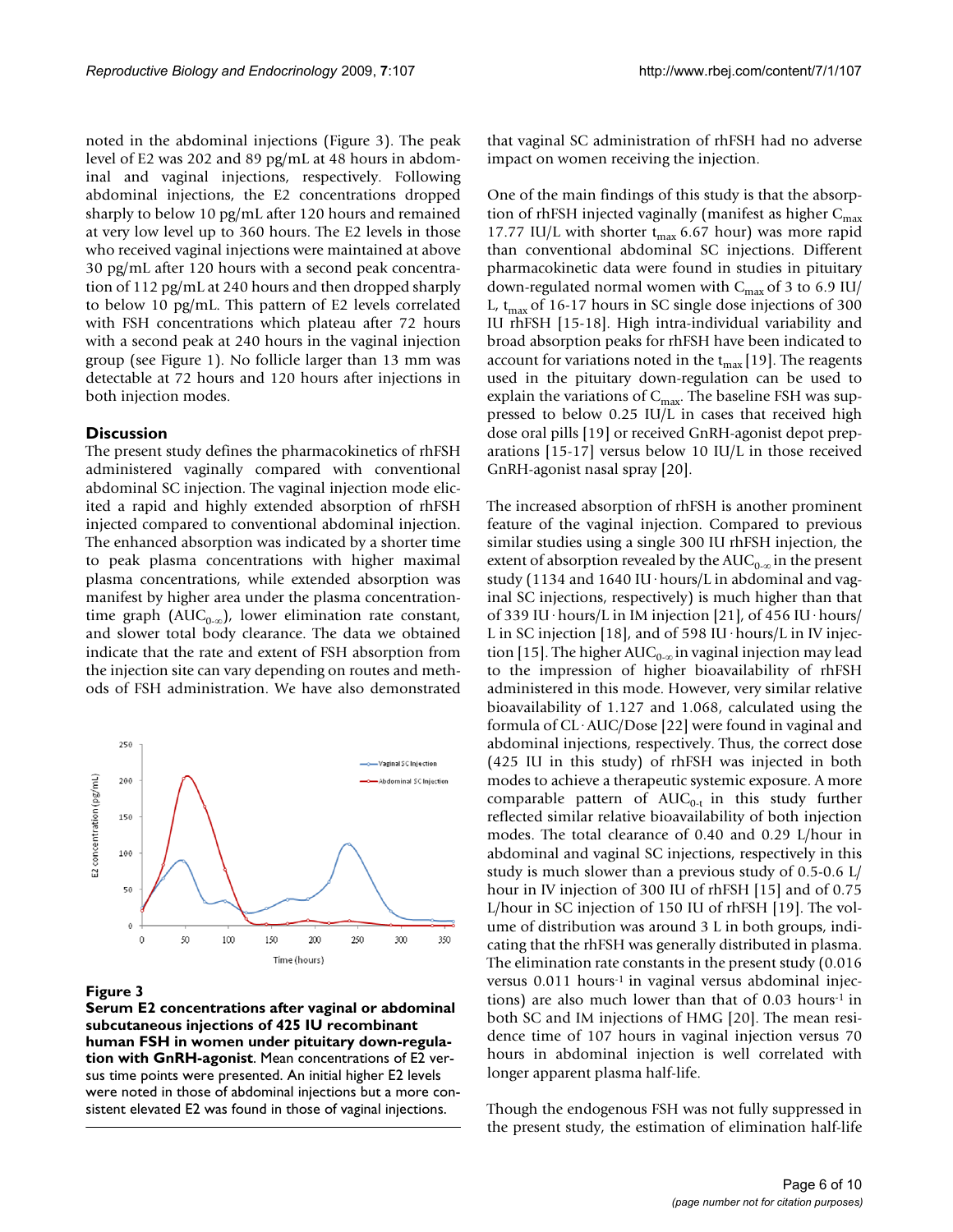noted in the abdominal injections (Figure 3). The peak level of E2 was 202 and 89 pg/mL at 48 hours in abdominal and vaginal injections, respectively. Following abdominal injections, the E2 concentrations dropped sharply to below 10 pg/mL after 120 hours and remained at very low level up to 360 hours. The E2 levels in those who received vaginal injections were maintained at above 30 pg/mL after 120 hours with a second peak concentration of 112 pg/mL at 240 hours and then dropped sharply to below 10 pg/mL. This pattern of E2 levels correlated with FSH concentrations which plateau after 72 hours with a second peak at 240 hours in the vaginal injection group (see Figure 1). No follicle larger than 13 mm was detectable at 72 hours and 120 hours after injections in both injection modes.

## Discussion

The present study defines the pharmacokinetics of rhFSH administered vaginally compared with conventional abdominal SC injection. The vaginal injection mode elicited a rapid and highly extended absorption of rhFSH injected compared to conventional abdominal injection. The enhanced absorption was indicated by a shorter time to peak plasma concentrations with higher maximal plasma concentrations, while extended absorption was manifest by higher area under the plasma concentration-time graph ($AUC_{0-\infty}$), lower elimination rate constant, and slower total body clearance. The data we obtained indicate that the rate and extent of FSH absorption from the injection site can vary depending on routes and methods of FSH administration. We have also demonstrated that vaginal SC administration of rhFSH had no adverse impact on women receiving the injection.

**Figure 3**

**Serum E2 concentrations after vaginal or abdominal subcutaneous injections of 425 IU recombinant human FSH in women under pituitary down-regulation with GnRH-agonist**. Mean concentrations of E2 versus time points were presented. An initial higher E2 levels were noted in those of abdominal injections but a more consistent elevated E2 was found in those of vaginal injections.

One of the main findings of this study is that the absorption of rhFSH injected vaginally (manifest as higher $C_{max}$ 17.77 IU/L with shorter $t_{max}$ 6.67 hour) was more rapid than conventional abdominal SC injections. Different pharmacokinetic data were found in studies in pituitary down-regulated normal women with $C_{max}$ of 3 to 6.9 IU/L, $t_{max}$ of 16-17 hours in SC single dose injections of 300 IU rhFSH [15-18]. High intra-individual variability and broad absorption peaks for rhFSH have been indicated to account for variations noted in the $t_{max}$ [19]. The reagents used in the pituitary down-regulation can be used to explain the variations of $C_{max}$. The baseline FSH was suppressed to below 0.25 IU/L in cases that received high dose oral pills [19] or received GnRH-agonist depot preparations [15-17] versus below 10 IU/L in those received GnRH-agonist nasal spray [20].

The increased absorption of rhFSH is another prominent feature of the vaginal injection. Compared to previous similar studies using a single 300 IU rhFSH injection, the extent of absorption revealed by the $AUC_{0-\infty}$ in the present study (1134 and 1640 IU · hours/L in abdominal and vaginal SC injections, respectively) is much higher than that of 339 IU · hours/L in IM injection [21], of 456 IU · hours/L in SC injection [18], and of 598 IU · hours/L in IV injection [15]. The higher $AUC_{0-\infty}$ in vaginal injection may lead to the impression of higher bioavailability of rhFSH administered in this mode. However, very similar relative bioavailability of 1.127 and 1.068, calculated using the formula of CL · AUC/Dose [22] were found in vaginal and abdominal injections, respectively. Thus, the correct dose (425 IU in this study) of rhFSH was injected in both modes to achieve a therapeutic systemic exposure. A more comparable pattern of $AUC_{0-t}$ in this study further reflected similar relative bioavailability of both injection modes. The total clearance of 0.40 and 0.29 L/hour in abdominal and vaginal SC injections, respectively in this study is much slower than a previous study of 0.5-0.6 L/hour in IV injection of 300 IU of rhFSH [15] and of 0.75 L/hour in SC injection of 150 IU of rhFSH [19]. The volume of distribution was around 3 L in both groups, indicating that the rhFSH was generally distributed in plasma. The elimination rate constants in the present study (0.016 versus 0.011 $hours^{-1}$ in vaginal versus abdominal injections) are also much lower than that of 0.03 $hours^{-1}$ in both SC and IM injections of HMG [20]. The mean residence time of 107 hours in vaginal injection versus 70 hours in abdominal injection is well correlated with longer apparent plasma half-life.

Though the endogenous FSH was not fully suppressed in the present study, the estimation of elimination half-life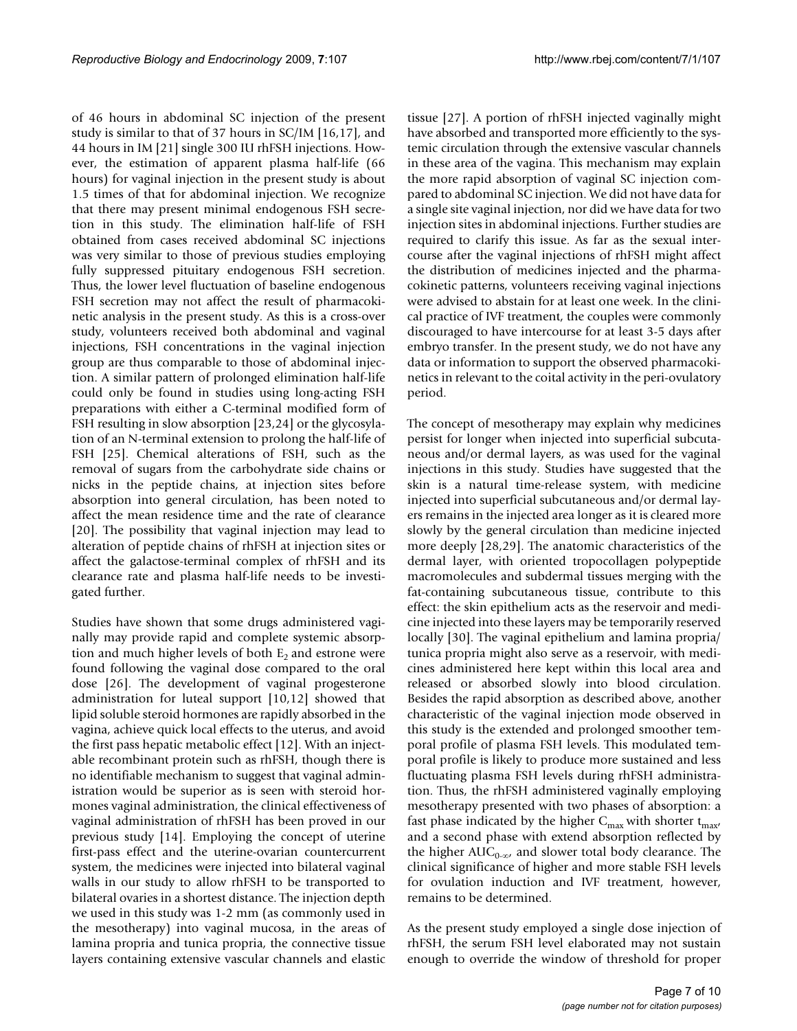of 46 hours in abdominal SC injection of the present study is similar to that of 37 hours in SC/IM [16,17], and 44 hours in IM [21] single 300 IU rhFSH injections. However, the estimation of apparent plasma half-life (66 hours) for vaginal injection in the present study is about 1.5 times of that for abdominal injection. We recognize that there may present minimal endogenous FSH secretion in this study. The elimination half-life of FSH obtained from cases received abdominal SC injections was very similar to those of previous studies employing fully suppressed pituitary endogenous FSH secretion. Thus, the lower level fluctuation of baseline endogenous FSH secretion may not affect the result of pharmacokinetic analysis in the present study. As this is a cross-over study, volunteers received both abdominal and vaginal injections, FSH concentrations in the vaginal injection group are thus comparable to those of abdominal injection. A similar pattern of prolonged elimination half-life could only be found in studies using long-acting FSH preparations with either a C-terminal modified form of FSH resulting in slow absorption [23,24] or the glycosylation of an N-terminal extension to prolong the half-life of FSH [25]. Chemical alterations of FSH, such as the removal of sugars from the carbohydrate side chains or nicks in the peptide chains, at injection sites before absorption into general circulation, has been noted to affect the mean residence time and the rate of clearance [20]. The possibility that vaginal injection may lead to alteration of peptide chains of rhFSH at injection sites or affect the galactose-terminal complex of rhFSH and its clearance rate and plasma half-life needs to be investigated further.

Studies have shown that some drugs administered vaginally may provide rapid and complete systemic absorption and much higher levels of both $E_2$ and estrone were found following the vaginal dose compared to the oral dose [26]. The development of vaginal progesterone administration for luteal support [10,12] showed that lipid soluble steroid hormones are rapidly absorbed in the vagina, achieve quick local effects to the uterus, and avoid the first pass hepatic metabolic effect [12]. With an injectable recombinant protein such as rhFSH, though there is no identifiable mechanism to suggest that vaginal administration would be superior as is seen with steroid hormones vaginal administration, the clinical effectiveness of vaginal administration of rhFSH has been proved in our previous study [14]. Employing the concept of uterine first-pass effect and the uterine-ovarian countercurrent system, the medicines were injected into bilateral vaginal walls in our study to allow rhFSH to be transported to bilateral ovaries in a shortest distance. The injection depth we used in this study was 1-2 mm (as commonly used in the mesotherapy) into vaginal mucosa, in the areas of lamina propria and tunica propria, the connective tissue layers containing extensive vascular channels and elastic tissue [27]. A portion of rhFSH injected vaginally might have absorbed and transported more efficiently to the systemic circulation through the extensive vascular channels in these area of the vagina. This mechanism may explain the more rapid absorption of vaginal SC injection compared to abdominal SC injection. We did not have data for a single site vaginal injection, nor did we have data for two injection sites in abdominal injections. Further studies are required to clarify this issue. As far as the sexual intercourse after the vaginal injections of rhFSH might affect the distribution of medicines injected and the pharmacokinetic patterns, volunteers receiving vaginal injections were advised to abstain for at least one week. In the clinical practice of IVF treatment, the couples were commonly discouraged to have intercourse for at least 3-5 days after embryo transfer. In the present study, we do not have any data or information to support the observed pharmacokinetics in relevant to the coital activity in the peri-ovulatory period.

The concept of mesotherapy may explain why medicines persist for longer when injected into superficial subcutaneous and/or dermal layers, as was used for the vaginal injections in this study. Studies have suggested that the skin is a natural time-release system, with medicine injected into superficial subcutaneous and/or dermal layers remains in the injected area longer as it is cleared more slowly by the general circulation than medicine injected more deeply [28,29]. The anatomic characteristics of the dermal layer, with oriented tropocollagen polypeptide macromolecules and subdermal tissues merging with the fat-containing subcutaneous tissue, contribute to this effect: the skin epithelium acts as the reservoir and medicine injected into these layers may be temporarily reserved locally [30]. The vaginal epithelium and lamina propria/tunica propria might also serve as a reservoir, with medicines administered here kept within this local area and released or absorbed slowly into blood circulation. Besides the rapid absorption as described above, another characteristic of the vaginal injection mode observed in this study is the extended and prolonged smoother temporal profile of plasma FSH levels. This modulated temporal profile is likely to produce more sustained and less fluctuating plasma FSH levels during rhFSH administration. Thus, the rhFSH administered vaginally employing mesotherapy presented with two phases of absorption: a fast phase indicated by the higher $C_{max}$ with shorter $t_{max}$, and a second phase with extend absorption reflected by the higher $AUC_{0-\infty}$, and slower total body clearance. The clinical significance of higher and more stable FSH levels for ovulation induction and IVF treatment, however, remains to be determined.

As the present study employed a single dose injection of rhFSH, the serum FSH level elaborated may not sustain enough to override the window of threshold for proper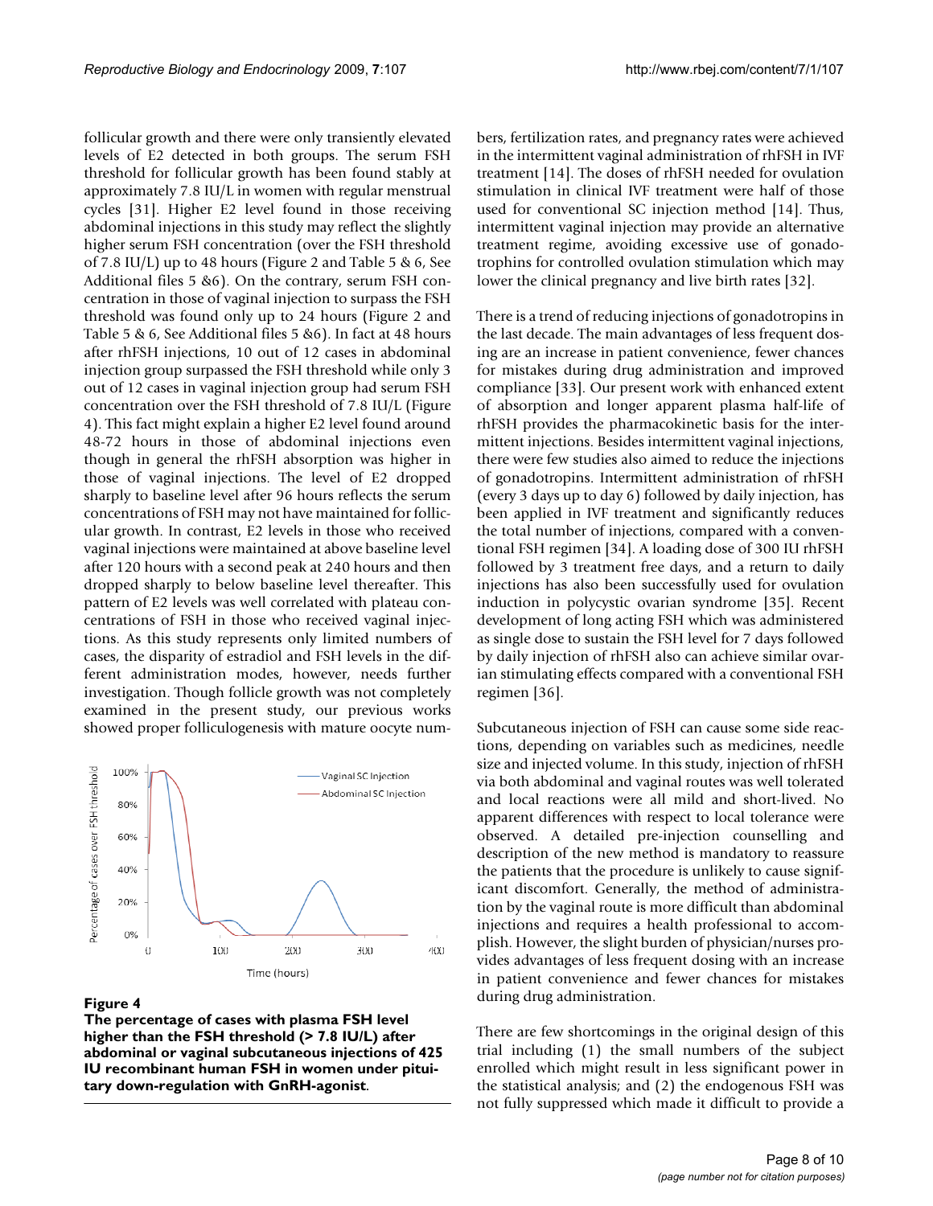follicular growth and there were only transiently elevated levels of E2 detected in both groups. The serum FSH threshold for follicular growth has been found stably at approximately 7.8 IU/L in women with regular menstrual cycles [31]. Higher E2 level found in those receiving abdominal injections in this study may reflect the slightly higher serum FSH concentration (over the FSH threshold of 7.8 IU/L) up to 48 hours (Figure 2 and Table 5 & 6, See Additional files 5 &6). On the contrary, serum FSH concentration in those of vaginal injection to surpass the FSH threshold was found only up to 24 hours (Figure 2 and Table 5 & 6, See Additional files 5 &6). In fact at 48 hours after rhFSH injections, 10 out of 12 cases in abdominal injection group surpassed the FSH threshold while only 3 out of 12 cases in vaginal injection group had serum FSH concentration over the FSH threshold of 7.8 IU/L (Figure 4). This fact might explain a higher E2 level found around 48-72 hours in those of abdominal injections even though in general the rhFSH absorption was higher in those of vaginal injections. The level of E2 dropped sharply to baseline level after 96 hours reflects the serum concentrations of FSH may not have maintained for follicular growth. In contrast, E2 levels in those who received vaginal injections were maintained at above baseline level after 120 hours with a second peak at 240 hours and then dropped sharply to below baseline level thereafter. This pattern of E2 levels was well correlated with plateau concentrations of FSH in those who received vaginal injections. As this study represents only limited numbers of cases, the disparity of estradiol and FSH levels in the different administration modes, however, needs further investigation. Though follicle growth was not completely examined in the present study, our previous works showed proper folliculogenesis with mature oocyte numbers, fertilization rates, and pregnancy rates were achieved in the intermittent vaginal administration of rhFSH in IVF treatment [14]. The doses of rhFSH needed for ovulation stimulation in clinical IVF treatment were half of those used for conventional SC injection method [14]. Thus, intermittent vaginal injection may provide an alternative treatment regime, avoiding excessive use of gonadotrophins for controlled ovulation stimulation which may lower the clinical pregnancy and live birth rates [32].

**Figure 4**

**The percentage of cases with plasma FSH level higher than the FSH threshold (> 7.8 IU/L) after abdominal or vaginal subcutaneous injections of 425 IU recombinant human FSH in women under pituitary down-regulation with GnRH-agonist**.

There is a trend of reducing injections of gonadotropins in the last decade. The main advantages of less frequent dosing are an increase in patient convenience, fewer chances for mistakes during drug administration and improved compliance [33]. Our present work with enhanced extent of absorption and longer apparent plasma half-life of rhFSH provides the pharmacokinetic basis for the intermittent injections. Besides intermittent vaginal injections, there were few studies also aimed to reduce the injections of gonadotropins. Intermittent administration of rhFSH (every 3 days up to day 6) followed by daily injection, has been applied in IVF treatment and significantly reduces the total number of injections, compared with a conventional FSH regimen [34]. A loading dose of 300 IU rhFSH followed by 3 treatment free days, and a return to daily injections has also been successfully used for ovulation induction in polycystic ovarian syndrome [35]. Recent development of long acting FSH which was administered as single dose to sustain the FSH level for 7 days followed by daily injection of rhFSH also can achieve similar ovarian stimulating effects compared with a conventional FSH regimen [36].

Subcutaneous injection of FSH can cause some side reactions, depending on variables such as medicines, needle size and injected volume. In this study, injection of rhFSH via both abdominal and vaginal routes was well tolerated and local reactions were all mild and short-lived. No apparent differences with respect to local tolerance were observed. A detailed pre-injection counselling and description of the new method is mandatory to reassure the patients that the procedure is unlikely to cause significant discomfort. Generally, the method of administration by the vaginal route is more difficult than abdominal injections and requires a health professional to accomplish. However, the slight burden of physician/nurses provides advantages of less frequent dosing with an increase in patient convenience and fewer chances for mistakes during drug administration.

There are few shortcomings in the original design of this trial including (1) the small numbers of the subject enrolled which might result in less significant power in the statistical analysis; and (2) the endogenous FSH was not fully suppressed which made it difficult to provide a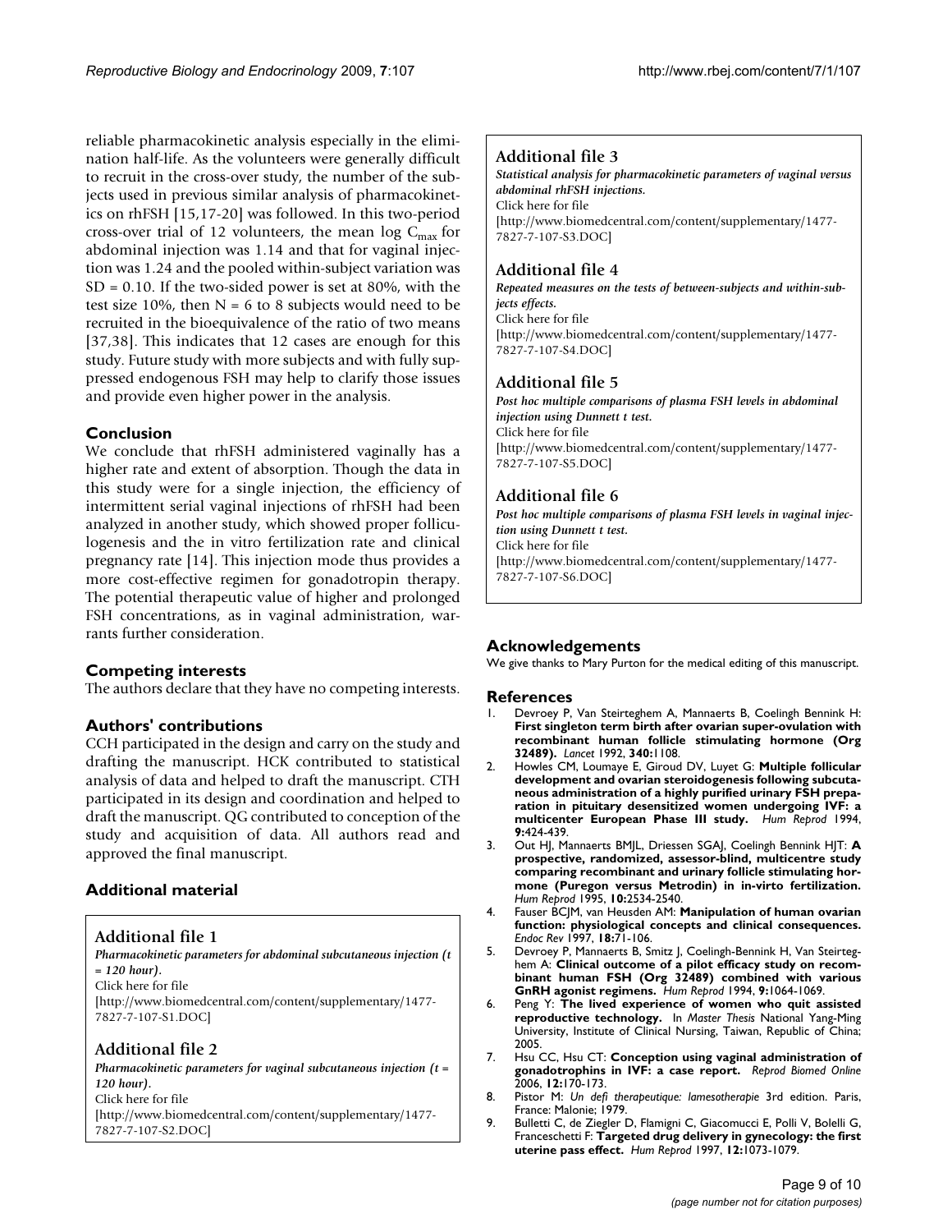reliable pharmacokinetic analysis especially in the elimination half-life. As the volunteers were generally difficult to recruit in the cross-over study, the number of the subjects used in previous similar analysis of pharmacokinetics on rhFSH [15,17-20] was followed. In this two-period cross-over trial of 12 volunteers, the mean log $C_{max}$ for abdominal injection was 1.14 and that for vaginal injection was 1.24 and the pooled within-subject variation was SD = 0.10. If the two-sided power is set at 80%, with the test size 10%, then N = 6 to 8 subjects would need to be recruited in the bioequivalence of the ratio of two means [37,38]. This indicates that 12 cases are enough for this study. Future study with more subjects and with fully suppressed endogenous FSH may help to clarify those issues and provide even higher power in the analysis.

## Conclusion

We conclude that rhFSH administered vaginally has a higher rate and extent of absorption. Though the data in this study were for a single injection, the efficiency of intermittent serial vaginal injections of rhFSH had been analyzed in another study, which showed proper folliculogenesis and the in vitro fertilization rate and clinical pregnancy rate [14]. This injection mode thus provides a more cost-effective regimen for gonadotropin therapy. The potential therapeutic value of higher and prolonged FSH concentrations, as in vaginal administration, warrants further consideration.

## Competing interests

The authors declare that they have no competing interests.

## Authors' contributions

CCH participated in the design and carry on the study and drafting the manuscript. HCK contributed to statistical analysis of data and helped to draft the manuscript. CTH participated in its design and coordination and helped to draft the manuscript. QG contributed to conception of the study and acquisition of data. All authors read and approved the final manuscript.

## Additional material

### Additional file 1

*Pharmacokinetic parameters for abdominal subcutaneous injection (t = 120 hour).*

Click here for file

[http://www.biomedcentral.com/content/supplementary/1477-7827-7-107-S1.DOC]

### Additional file 2

*Pharmacokinetic parameters for vaginal subcutaneous injection (t = 120 hour).*

Click here for file

[http://www.biomedcentral.com/content/supplementary/1477-7827-7-107-S2.DOC]

### Additional file 3

*Statistical analysis for pharmacokinetic parameters of vaginal versus abdominal rhFSH injections.*

Click here for file

[http://www.biomedcentral.com/content/supplementary/1477-7827-7-107-S3.DOC]

### Additional file 4

*Repeated measures on the tests of between-subjects and within-subjects effects.*

Click here for file

[http://www.biomedcentral.com/content/supplementary/1477-7827-7-107-S4.DOC]

### Additional file 5

*Post hoc multiple comparisons of plasma FSH levels in abdominal injection using Dunnett t test.*

Click here for file

[http://www.biomedcentral.com/content/supplementary/1477-7827-7-107-S5.DOC]

### Additional file 6

*Post hoc multiple comparisons of plasma FSH levels in vaginal injection using Dunnett t test.*

Click here for file

[http://www.biomedcentral.com/content/supplementary/1477-7827-7-107-S6.DOC]

## Acknowledgements

We give thanks to Mary Purton for the medical editing of this manuscript.

## References

1. Devroey P, Van Steirteghem A, Mannaerts B, Coelingh Bennink H: **First singleton term birth after ovarian super-ovulation with recombinant human follicle stimulating hormone (Org 32489).** *Lancet* 1992, **340:**1108.
2. Howles CM, Loumaye E, Giroud DV, Luyet G: **Multiple follicular development and ovarian steroidogenesis following subcutaneous administration of a highly purified urinary FSH preparation in pituitary desensitized women undergoing IVF: a multicenter European Phase III study.** *Hum Reprod* 1994, **9:**424-439.
3. Out HJ, Mannaerts BMJL, Driessen SGAJ, Coelingh Bennink HJT: **A prospective, randomized, assessor-blind, multicentre study comparing recombinant and urinary follicle stimulating hormone (Puregon versus Metrodin) in in-virto fertilization.** *Hum Reprod* 1995, **10:**2534-2540.
4. Fauser BCJM, van Heusden AM: **Manipulation of human ovarian function: physiological concepts and clinical consequences.** *Endoc Rev* 1997, **18:**71-106.
5. Devroey P, Mannaerts B, Smitz J, Coelingh-Bennink H, Van Steirteghem A: **Clinical outcome of a pilot efficacy study on recombinant human FSH (Org 32489) combined with various GnRH agonist regimens.** *Hum Reprod* 1994, **9:**1064-1069.
6. Peng Y: **The lived experience of women who quit assisted reproductive technology.** In *Master Thesis* National Yang-Ming University, Institute of Clinical Nursing, Taiwan, Republic of China; 2005.
7. Hsu CC, Hsu CT: **Conception using vaginal administration of gonadotrophins in IVF: a case report.** *Reprod Biomed Online* 2006, **12:**170-173.
8. Pistor M: *Un defi therapeutique: lamesotherapie* 3rd edition. Paris, France: Malonie; 1979.
9. Bulletti C, de Ziegler D, Flamigni C, Giacomucci E, Polli V, Bolelli G, Franceschetti F: **Targeted drug delivery in gynecology: the first uterine pass effect.** *Hum Reprod* 1997, **12:**1073-1079.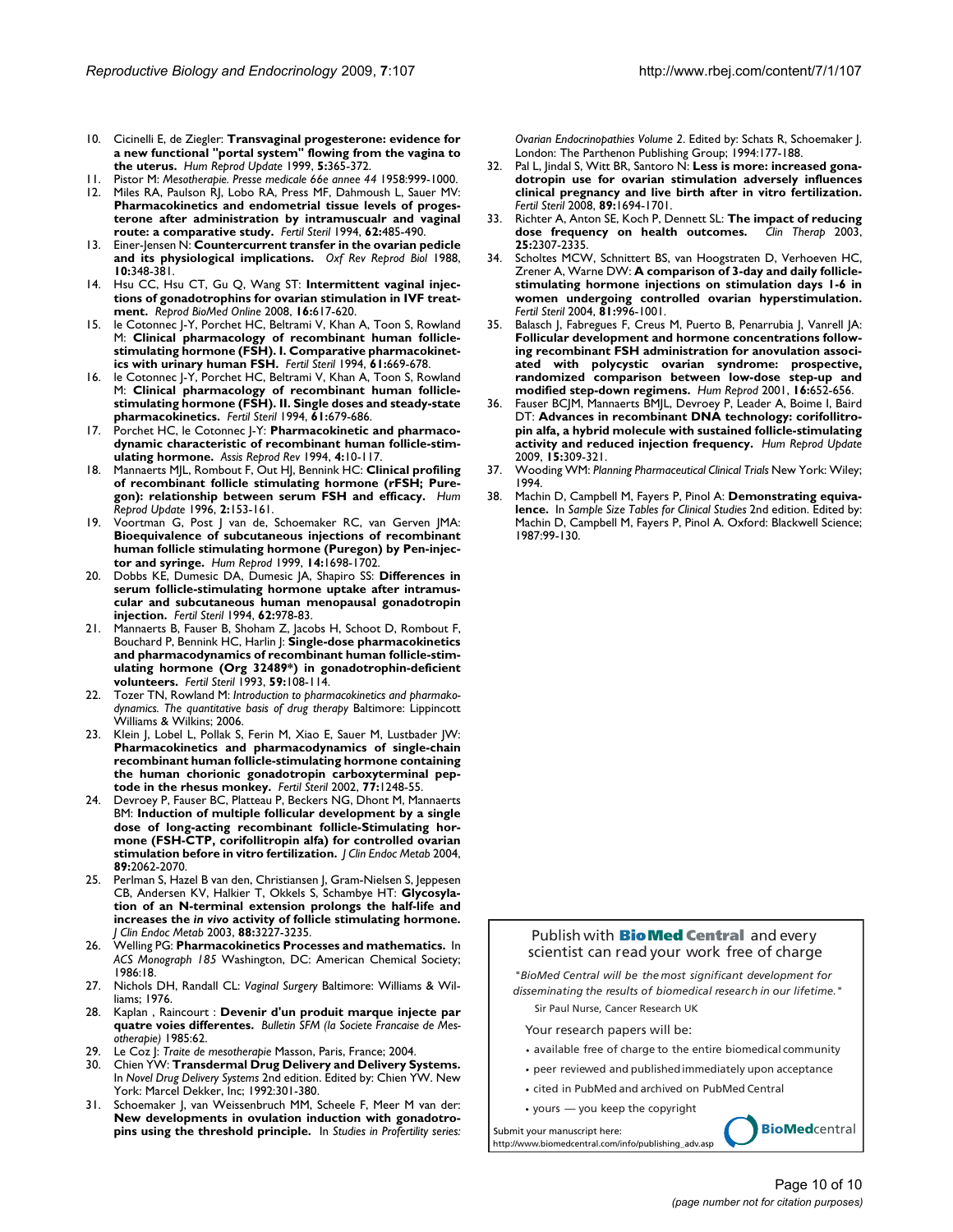10. Cicinelli E, de Ziegler: **Transvaginal progesterone: evidence for a new functional "portal system" flowing from the vagina to the uterus.** *Hum Reprod Update* 1999, **5:**365-372.
11. Pistor M: *Mesotherapie. Presse medicale 66e annee 44* 1958:999-1000.
12. Miles RA, Paulson RJ, Lobo RA, Press MF, Dahmoush L, Sauer MV: **Pharmacokinetics and endometrial tissue levels of progesterone after administration by intramuscualr and vaginal route: a comparative study.** *Fertil Steril* 1994, **62:**485-490.
13. Einer-Jensen N: **Countercurrent transfer in the ovarian pedicle and its physiological implications.** *Oxf Rev Reprod Biol* 1988, **10:**348-381.
14. Hsu CC, Hsu CT, Gu Q, Wang ST: **Intermittent vaginal injections of gonadotrophins for ovarian stimulation in IVF treatment.** *Reprod BioMed Online* 2008, **16:**617-620.
15. le Cotonnec J-Y, Porchet HC, Beltrami V, Khan A, Toon S, Rowland M: **Clinical pharmacology of recombinant human follicle-stimulating hormone (FSH). I. Comparative pharmacokinetics with urinary human FSH.** *Fertil Steril* 1994, **61:**669-678.
16. le Cotonnec J-Y, Porchet HC, Beltrami V, Khan A, Toon S, Rowland M: **Clinical pharmacology of recombinant human follicle-stimulating hormone (FSH). II. Single doses and steady-state pharmacokinetics.** *Fertil Steril* 1994, **61:**679-686.
17. Porchet HC, le Cotonnec J-Y: **Pharmacokinetic and pharmacodynamic characteristic of recombinant human follicle-stimulating hormone.** *Assis Reprod Rev* 1994, **4:**10-117.
18. Mannaerts MJL, Rombout F, Out HJ, Bennink HC: **Clinical profiling of recombinant follicle stimulating hormone (rFSH; Puregon): relationship between serum FSH and efficacy.** *Hum Reprod Update* 1996, **2:**153-161.
19. Voortman G, Post J van de, Schoemaker RC, van Gerven JMA: **Bioequivalence of subcutaneous injections of recombinant human follicle stimulating hormone (Puregon) by Pen-injector and syringe.** *Hum Reprod* 1999, **14:**1698-1702.
20. Dobbs KE, Dumesic DA, Dumesic JA, Shapiro SS: **Differences in serum follicle-stimulating hormone uptake after intramuscular and subcutaneous human menopausal gonadotropin injection.** *Fertil Steril* 1994, **62:**978-83.
21. Mannaerts B, Fauser B, Shoham Z, Jacobs H, Schoot D, Rombout F, Bouchard P, Bennink HC, Harlin J: **Single-dose pharmacokinetics and pharmacodynamics of recombinant human follicle-stimulating hormone (Org 32489*) in gonadotrophin-deficient volunteers.** *Fertil Steril* 1993, **59:**108-114.
22. Tozer TN, Rowland M: *Introduction to pharmacokinetics and pharmakodynamics. The quantitative basis of drug therapy* Baltimore: Lippincott Williams & Wilkins; 2006.
23. Klein J, Lobel L, Pollak S, Ferin M, Xiao E, Sauer M, Lustbader JW: **Pharmacokinetics and pharmacodynamics of single-chain recombinant human follicle-stimulating hormone containing the human chorionic gonadotropin carboxyterminal peptode in the rhesus monkey.** *Fertil Steril* 2002, **77:**1248-55.
24. Devroey P, Fauser BC, Platteau P, Beckers NG, Dhont M, Mannaerts BM: **Induction of multiple follicular development by a single dose of long-acting recombinant follicle-Stimulating hormone (FSH-CTP, corifollitropin alfa) for controlled ovarian stimulation before in vitro fertilization.** *J Clin Endoc Metab* 2004, **89:**2062-2070.
25. Perlman S, Hazel B van den, Christiansen J, Gram-Nielsen S, Jeppesen CB, Andersen KV, Halkier T, Okkels S, Schambye HT: **Glycosylation of an N-terminal extension prolongs the half-life and increases the *in vivo* activity of follicle stimulating hormone.** *J Clin Endoc Metab* 2003, **88:**3227-3235.
26. Welling PG: **Pharmacokinetics Processes and mathematics.** In *ACS Monograph 185* Washington, DC: American Chemical Society; 1986:18.
27. Nichols DH, Randall CL: *Vaginal Surgery* Baltimore: Williams & Williams; 1976.
28. Kaplan , Raincourt : **Devenir d'un produit marque injecte par quatre voies differentes.** *Bulletin SFM (la Societe Francaise de Mesotherapie)* 1985:62.
29. Le Coz J: *Traite de mesotherapie* Masson, Paris, France; 2004.
30. Chien YW: **Transdermal Drug Delivery and Delivery Systems.** In *Novel Drug Delivery Systems* 2nd edition. Edited by: Chien YW. New York: Marcel Dekker, Inc; 1992:301-380.
31. Schoemaker J, van Weissenbruch MM, Scheele F, Meer M van der: **New developments in ovulation induction with gonadotropins using the threshold principle.** In *Studies in Profertility series: Ovarian Endocrinopathies Volume 2*. Edited by: Schats R, Schoemaker J. London: The Parthenon Publishing Group; 1994:177-188.
32. Pal L, Jindal S, Witt BR, Santoro N: **Less is more: increased gonadotropin use for ovarian stimulation adversely influences clinical pregnancy and live birth after in vitro fertilization.** *Fertil Steril* 2008, **89:**1694-1701.
33. Richter A, Anton SE, Koch P, Dennett SL: **The impact of reducing dose frequency on health outcomes.** *Clin Therap* 2003, **25:**2307-2335.
34. Scholtes MCW, Schnittert BS, van Hoogstraten D, Verhoeven HC, Zrener A, Warne DW: **A comparison of 3-day and daily follicle-stimulating hormone injections on stimulation days 1-6 in women undergoing controlled ovarian hyperstimulation.** *Fertil Steril* 2004, **81:**996-1001.
35. Balasch J, Fabregues F, Creus M, Puerto B, Penarrubia J, Vanrell JA: **Follicular development and hormone concentrations following recombinant FSH administration for anovulation associated with polycystic ovarian syndrome: prospective, randomized comparison between low-dose step-up and modified step-down regimens.** *Hum Reprod* 2001, **16:**652-656.
36. Fauser BCJM, Mannaerts BMJL, Devroey P, Leader A, Boime I, Baird DT: **Advances in recombinant DNA technology: corifollitropin alfa, a hybrid molecule with sustained follicle-stimulating activity and reduced injection frequency.** *Hum Reprod Update* 2009, **15:**309-321.
37. Wooding WM: *Planning Pharmaceutical Clinical Trials* New York: Wiley; 1994.
38. Machin D, Campbell M, Fayers P, Pinol A: **Demonstrating equivalence.** In *Sample Size Tables for Clinical Studies* 2nd edition. Edited by: Machin D, Campbell M, Fayers P, Pinol A. Oxford: Blackwell Science; 1987:99-130.

Publish with **BioMed Central** and every scientist can read your work free of charge

*"BioMed Central will be the most significant development for disseminating the results of biomedical research in our lifetime."*

Sir Paul Nurse, Cancer Research UK

Your research papers will be:

- available free of charge to the entire biomedical community
- peer reviewed and published immediately upon acceptance
- cited in PubMed and archived on PubMed Central
- yours — you keep the copyright

Submit your manuscript here:
http://www.biomedcentral.com/info/publishing_adv.asp

BioMedcentral